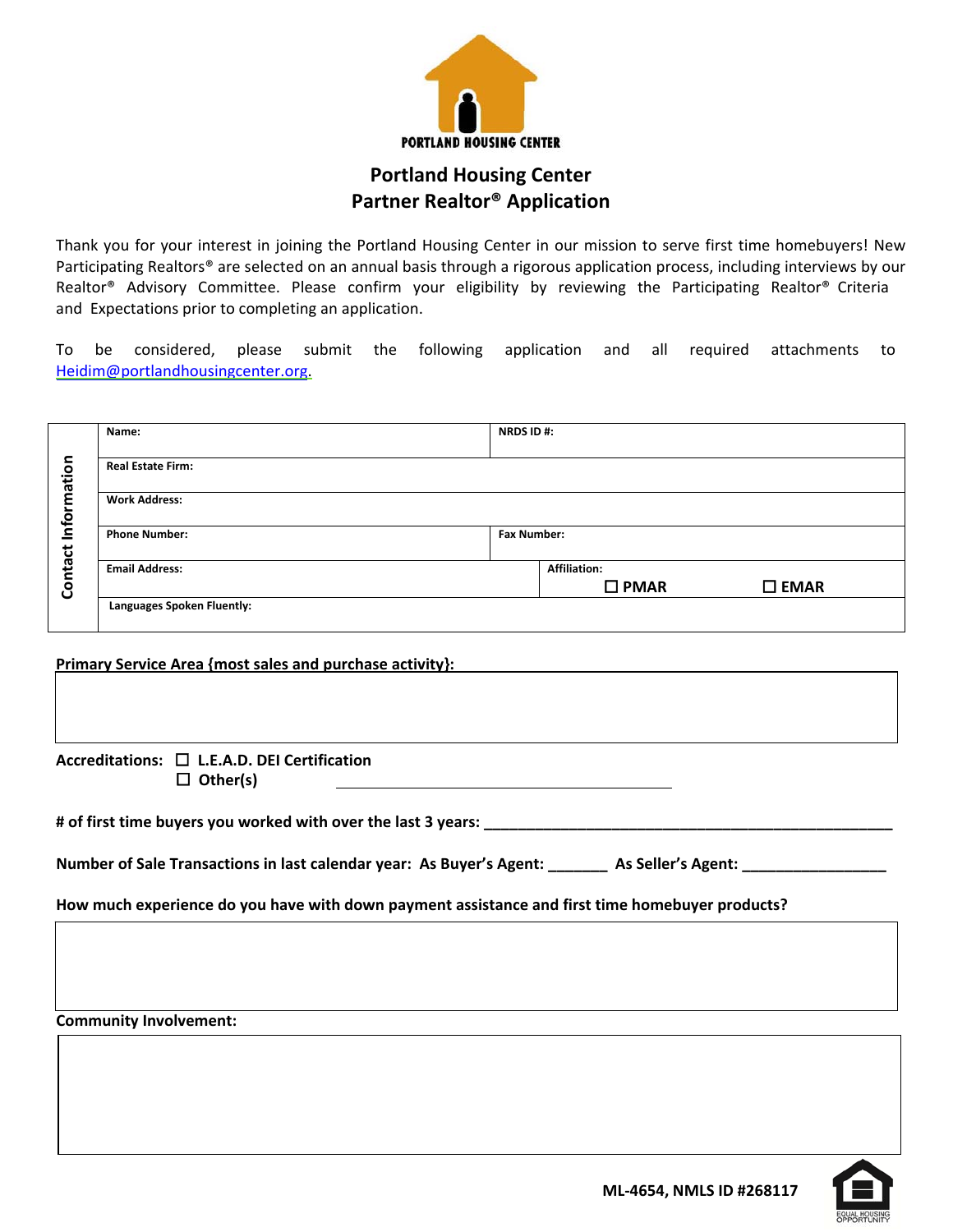PORTLAND HOUSING CENTER

# Portland Housing Center
## Partner Realtor® Application

Thank you for your interest in joining the Portland Housing Center in our mission to serve first time homebuyers! New Participating Realtors® are selected on an annual basis through a rigorous application process, including interviews by our Realtor® Advisory Committee. Please confirm your eligibility by reviewing the Participating Realtor® Criteria and Expectations prior to completing an application.

To be considered, please submit the following application and all required attachments to Heidim@portlandhousingcenter.org.

**Contact Information**

| | |
|---|---|
| **Name:** | **NRDS ID #:** |
| **Real Estate Firm:** | |
| **Work Address:** | |
| **Phone Number:** | **Fax Number:** |
| **Email Address:** | **Affiliation:** ☐ PMAR ☐ EMAR |
| **Languages Spoken Fluently:** | |

**Primary Service Area {most sales and purchase activity}:**

**Accreditations:** ☐ **L.E.A.D. DEI Certification**
☐ **Other(s)** ______________________

**# of first time buyers you worked with over the last 3 years:** ______________________

**Number of Sale Transactions in last calendar year: As Buyer's Agent:** _______ **As Seller's Agent:** _________________

**How much experience do you have with down payment assistance and first time homebuyer products?**

**Community Involvement:**

**ML-4654, NMLS ID #268117**

EQUAL HOUSING OPPORTUNITY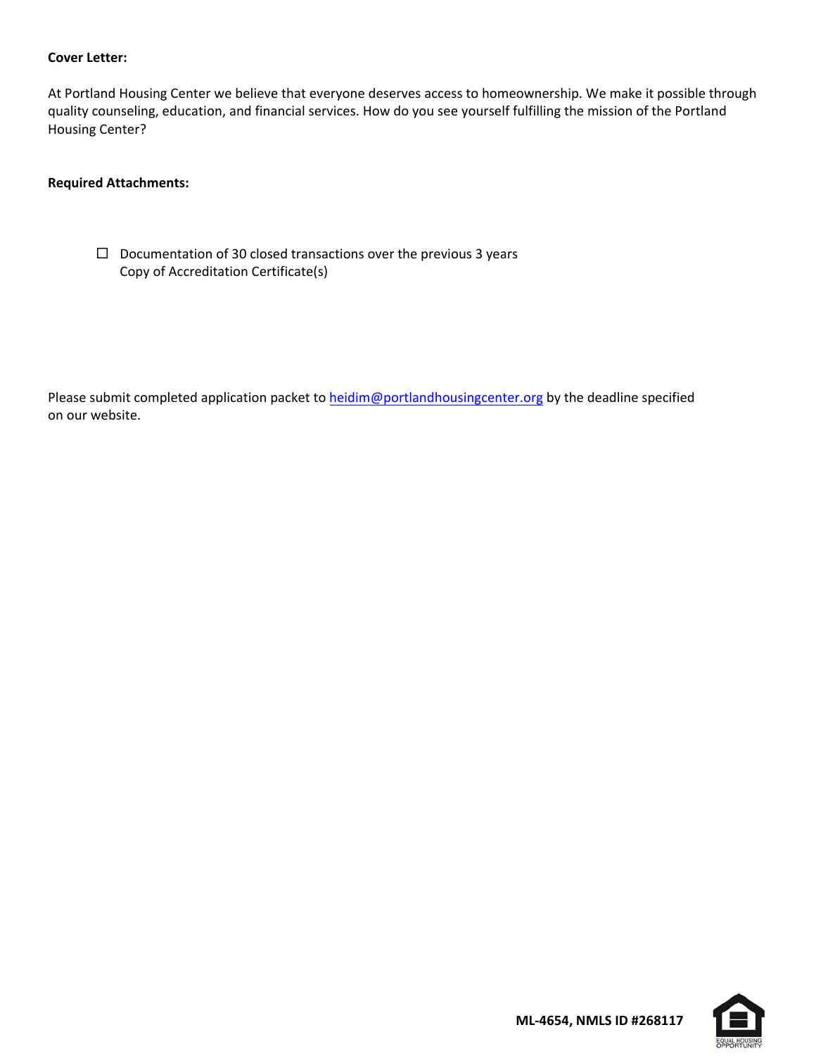**Cover Letter:**

At Portland Housing Center we believe that everyone deserves access to homeownership. We make it possible through quality counseling, education, and financial services. How do you see yourself fulfilling the mission of the Portland Housing Center?

**Required Attachments:**

- ☐ Documentation of 30 closed transactions over the previous 3 years
  Copy of Accreditation Certificate(s)

Please submit completed application packet to heidim@portlandhousingcenter.org by the deadline specified on our website.

**ML-4654, NMLS ID #268117**

EQUAL HOUSING OPPORTUNITY